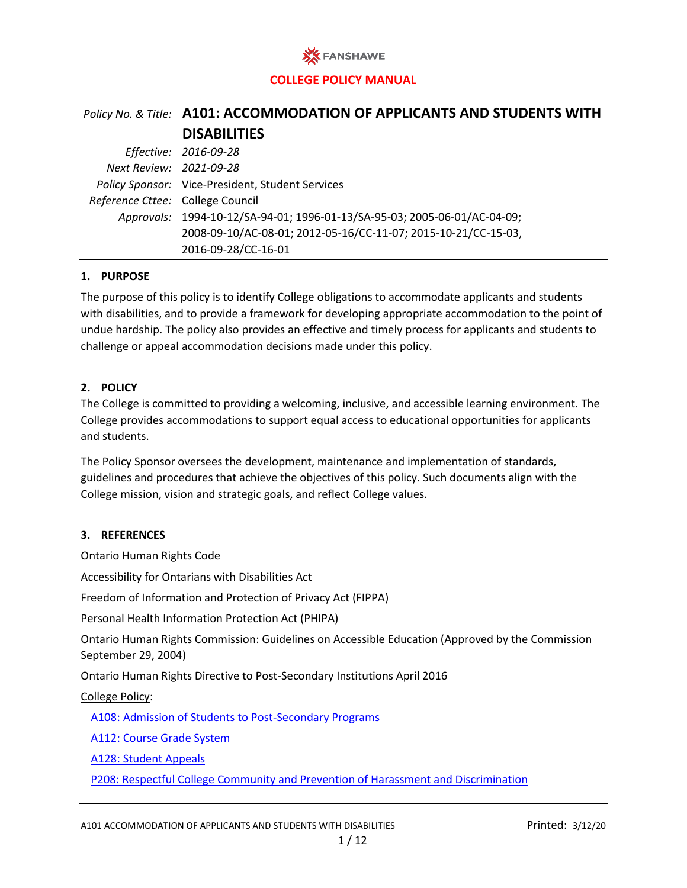FANSHAWE

**COLLEGE POLICY MANUAL**

| *Policy No. & Title:* | **A101: ACCOMMODATION OF APPLICANTS AND STUDENTS WITH DISABILITIES** |
|---|---|
| *Effective:* | *2016-09-28* |
| *Next Review:* | *2021-09-28* |
| *Policy Sponsor:* | Vice-President, Student Services |
| *Reference Cttee:* | College Council |
| *Approvals:* | 1994-10-12/SA-94-01; 1996-01-13/SA-95-03; 2005-06-01/AC-04-09; 2008-09-10/AC-08-01; 2012-05-16/CC-11-07; 2015-10-21/CC-15-03, 2016-09-28/CC-16-01 |

## 1. PURPOSE

The purpose of this policy is to identify College obligations to accommodate applicants and students with disabilities, and to provide a framework for developing appropriate accommodation to the point of undue hardship. The policy also provides an effective and timely process for applicants and students to challenge or appeal accommodation decisions made under this policy.

## 2. POLICY

The College is committed to providing a welcoming, inclusive, and accessible learning environment. The College provides accommodations to support equal access to educational opportunities for applicants and students.

The Policy Sponsor oversees the development, maintenance and implementation of standards, guidelines and procedures that achieve the objectives of this policy. Such documents align with the College mission, vision and strategic goals, and reflect College values.

## 3. REFERENCES

Ontario Human Rights Code

Accessibility for Ontarians with Disabilities Act

Freedom of Information and Protection of Privacy Act (FIPPA)

Personal Health Information Protection Act (PHIPA)

Ontario Human Rights Commission: Guidelines on Accessible Education (Approved by the Commission September 29, 2004)

Ontario Human Rights Directive to Post-Secondary Institutions April 2016

College Policy:

- A108: Admission of Students to Post-Secondary Programs
- A112: Course Grade System
- A128: Student Appeals
- P208: Respectful College Community and Prevention of Harassment and Discrimination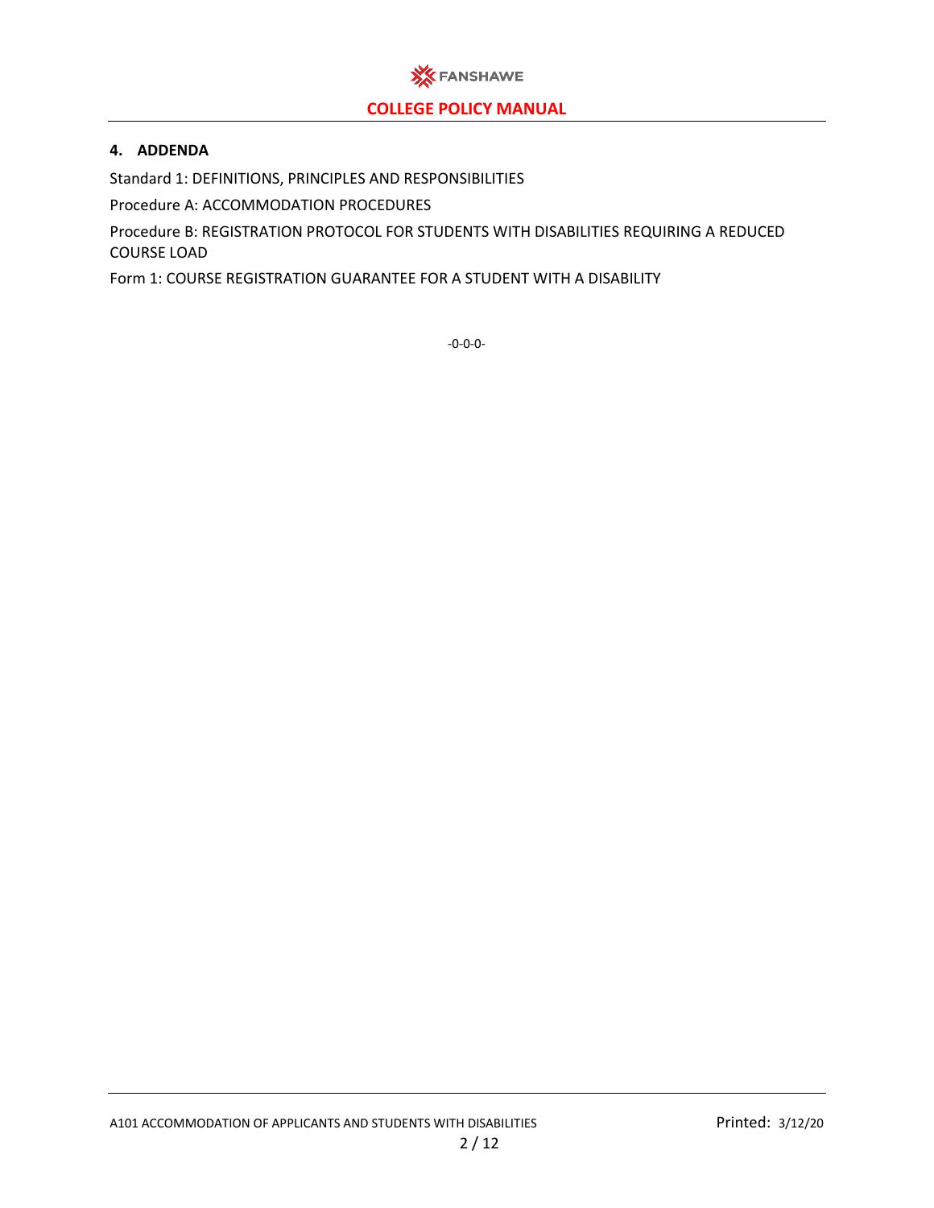## 4. ADDENDA

Standard 1: DEFINITIONS, PRINCIPLES AND RESPONSIBILITIES

Procedure A: ACCOMMODATION PROCEDURES

Procedure B: REGISTRATION PROTOCOL FOR STUDENTS WITH DISABILITIES REQUIRING A REDUCED COURSE LOAD

Form 1: COURSE REGISTRATION GUARANTEE FOR A STUDENT WITH A DISABILITY

-0-0-0-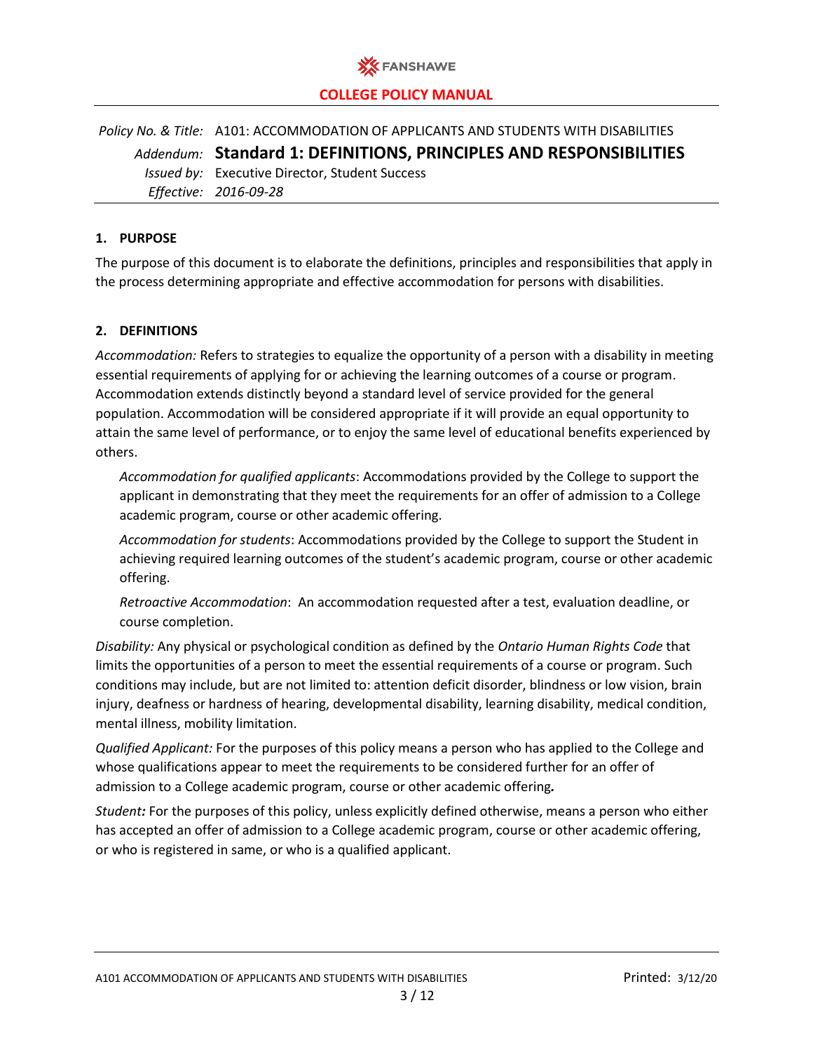**COLLEGE POLICY MANUAL**

*Policy No. & Title:* A101: ACCOMMODATION OF APPLICANTS AND STUDENTS WITH DISABILITIES

*Addendum:* **Standard 1: DEFINITIONS, PRINCIPLES AND RESPONSIBILITIES**

*Issued by:* Executive Director, Student Success

*Effective:* *2016-09-28*

### 1. PURPOSE

The purpose of this document is to elaborate the definitions, principles and responsibilities that apply in the process determining appropriate and effective accommodation for persons with disabilities.

### 2. DEFINITIONS

*Accommodation:* Refers to strategies to equalize the opportunity of a person with a disability in meeting essential requirements of applying for or achieving the learning outcomes of a course or program. Accommodation extends distinctly beyond a standard level of service provided for the general population. Accommodation will be considered appropriate if it will provide an equal opportunity to attain the same level of performance, or to enjoy the same level of educational benefits experienced by others.

> *Accommodation for qualified applicants*: Accommodations provided by the College to support the applicant in demonstrating that they meet the requirements for an offer of admission to a College academic program, course or other academic offering.
>
> *Accommodation for students*: Accommodations provided by the College to support the Student in achieving required learning outcomes of the student's academic program, course or other academic offering.
>
> *Retroactive Accommodation*: An accommodation requested after a test, evaluation deadline, or course completion.

*Disability:* Any physical or psychological condition as defined by the *Ontario Human Rights Code* that limits the opportunities of a person to meet the essential requirements of a course or program. Such conditions may include, but are not limited to: attention deficit disorder, blindness or low vision, brain injury, deafness or hardness of hearing, developmental disability, learning disability, medical condition, mental illness, mobility limitation.

*Qualified Applicant:* For the purposes of this policy means a person who has applied to the College and whose qualifications appear to meet the requirements to be considered further for an offer of admission to a College academic program, course or other academic offering***.***

*Student**:*** For the purposes of this policy, unless explicitly defined otherwise, means a person who either has accepted an offer of admission to a College academic program, course or other academic offering, or who is registered in same, or who is a qualified applicant.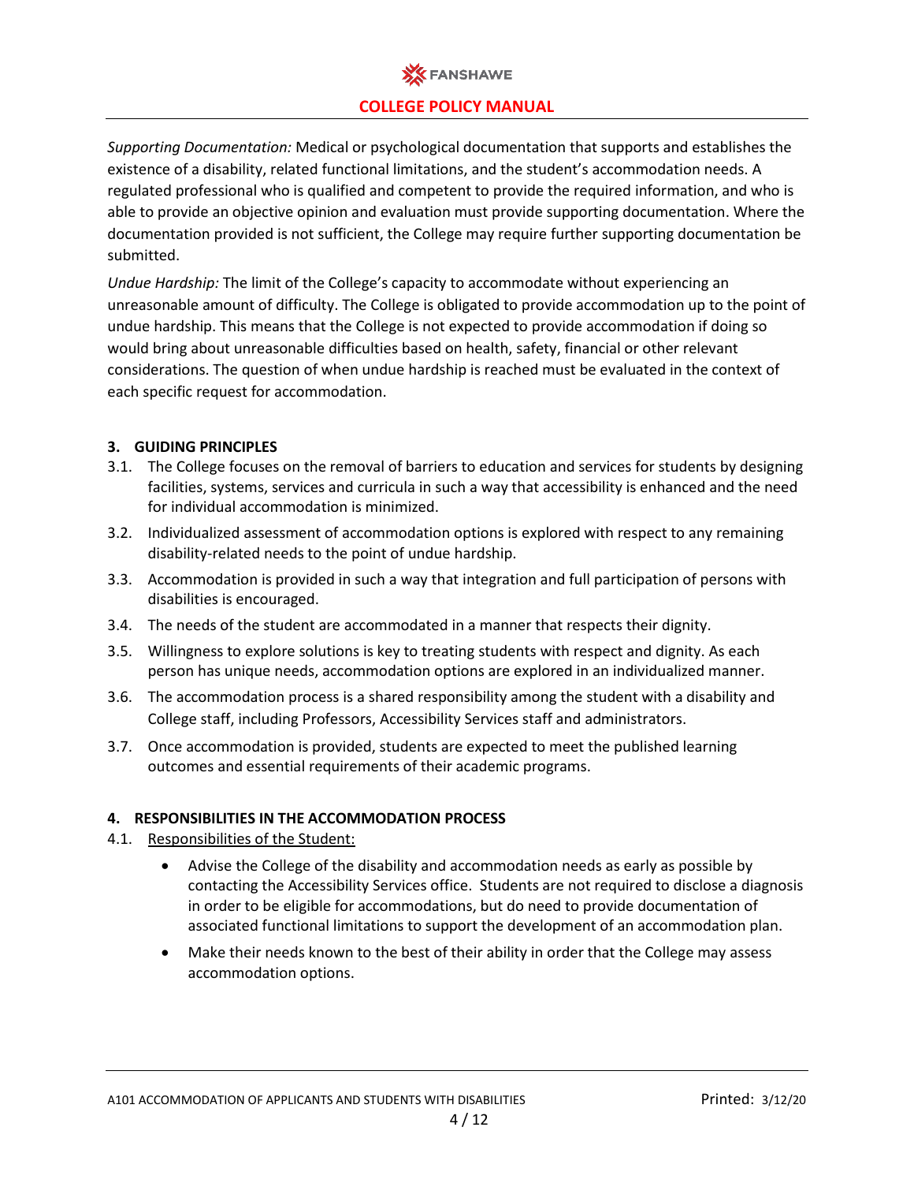*Supporting Documentation:* Medical or psychological documentation that supports and establishes the existence of a disability, related functional limitations, and the student's accommodation needs. A regulated professional who is qualified and competent to provide the required information, and who is able to provide an objective opinion and evaluation must provide supporting documentation. Where the documentation provided is not sufficient, the College may require further supporting documentation be submitted.

*Undue Hardship:* The limit of the College's capacity to accommodate without experiencing an unreasonable amount of difficulty. The College is obligated to provide accommodation up to the point of undue hardship. This means that the College is not expected to provide accommodation if doing so would bring about unreasonable difficulties based on health, safety, financial or other relevant considerations. The question of when undue hardship is reached must be evaluated in the context of each specific request for accommodation.

## 3. GUIDING PRINCIPLES

3.1. The College focuses on the removal of barriers to education and services for students by designing facilities, systems, services and curricula in such a way that accessibility is enhanced and the need for individual accommodation is minimized.

3.2. Individualized assessment of accommodation options is explored with respect to any remaining disability-related needs to the point of undue hardship.

3.3. Accommodation is provided in such a way that integration and full participation of persons with disabilities is encouraged.

3.4. The needs of the student are accommodated in a manner that respects their dignity.

3.5. Willingness to explore solutions is key to treating students with respect and dignity. As each person has unique needs, accommodation options are explored in an individualized manner.

3.6. The accommodation process is a shared responsibility among the student with a disability and College staff, including Professors, Accessibility Services staff and administrators.

3.7. Once accommodation is provided, students are expected to meet the published learning outcomes and essential requirements of their academic programs.

## 4. RESPONSIBILITIES IN THE ACCOMMODATION PROCESS

4.1. <u>Responsibilities of the Student:</u>

- Advise the College of the disability and accommodation needs as early as possible by contacting the Accessibility Services office. Students are not required to disclose a diagnosis in order to be eligible for accommodations, but do need to provide documentation of associated functional limitations to support the development of an accommodation plan.
- Make their needs known to the best of their ability in order that the College may assess accommodation options.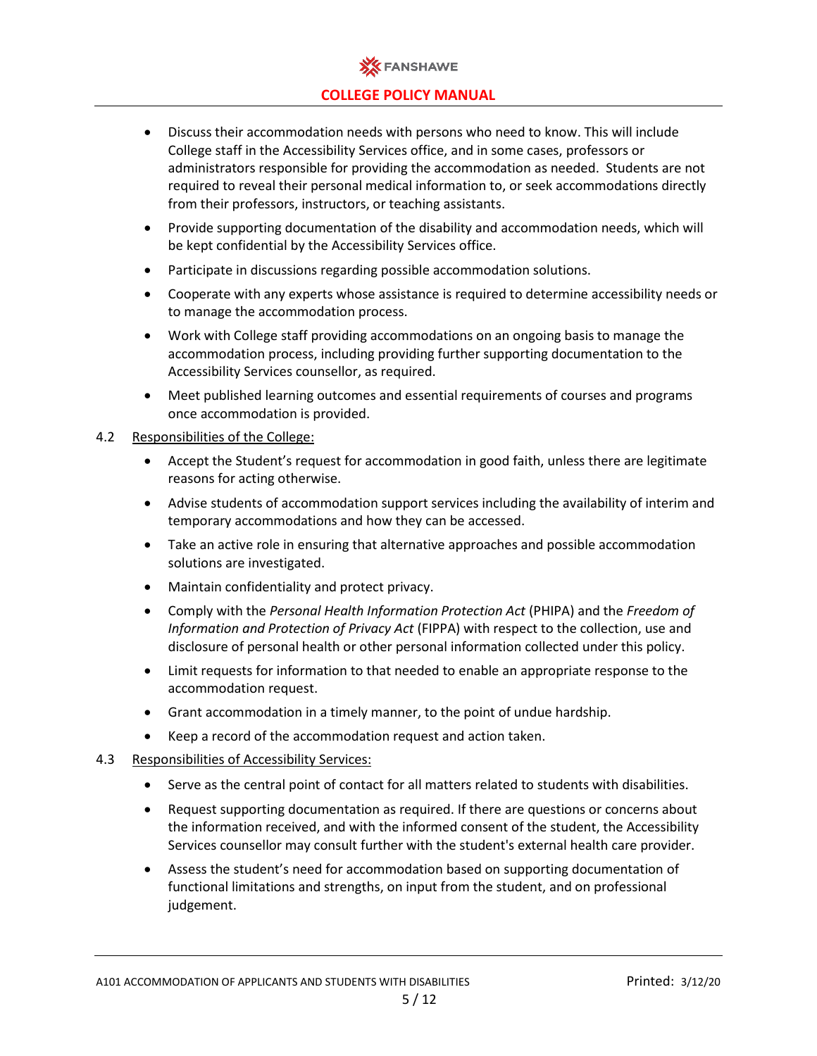- Discuss their accommodation needs with persons who need to know. This will include College staff in the Accessibility Services office, and in some cases, professors or administrators responsible for providing the accommodation as needed. Students are not required to reveal their personal medical information to, or seek accommodations directly from their professors, instructors, or teaching assistants.
- Provide supporting documentation of the disability and accommodation needs, which will be kept confidential by the Accessibility Services office.
- Participate in discussions regarding possible accommodation solutions.
- Cooperate with any experts whose assistance is required to determine accessibility needs or to manage the accommodation process.
- Work with College staff providing accommodations on an ongoing basis to manage the accommodation process, including providing further supporting documentation to the Accessibility Services counsellor, as required.
- Meet published learning outcomes and essential requirements of courses and programs once accommodation is provided.

4.2 Responsibilities of the College:

- Accept the Student's request for accommodation in good faith, unless there are legitimate reasons for acting otherwise.
- Advise students of accommodation support services including the availability of interim and temporary accommodations and how they can be accessed.
- Take an active role in ensuring that alternative approaches and possible accommodation solutions are investigated.
- Maintain confidentiality and protect privacy.
- Comply with the *Personal Health Information Protection Act* (PHIPA) and the *Freedom of Information and Protection of Privacy Act* (FIPPA) with respect to the collection, use and disclosure of personal health or other personal information collected under this policy.
- Limit requests for information to that needed to enable an appropriate response to the accommodation request.
- Grant accommodation in a timely manner, to the point of undue hardship.
- Keep a record of the accommodation request and action taken.

4.3 Responsibilities of Accessibility Services:

- Serve as the central point of contact for all matters related to students with disabilities.
- Request supporting documentation as required. If there are questions or concerns about the information received, and with the informed consent of the student, the Accessibility Services counsellor may consult further with the student's external health care provider.
- Assess the student's need for accommodation based on supporting documentation of functional limitations and strengths, on input from the student, and on professional judgement.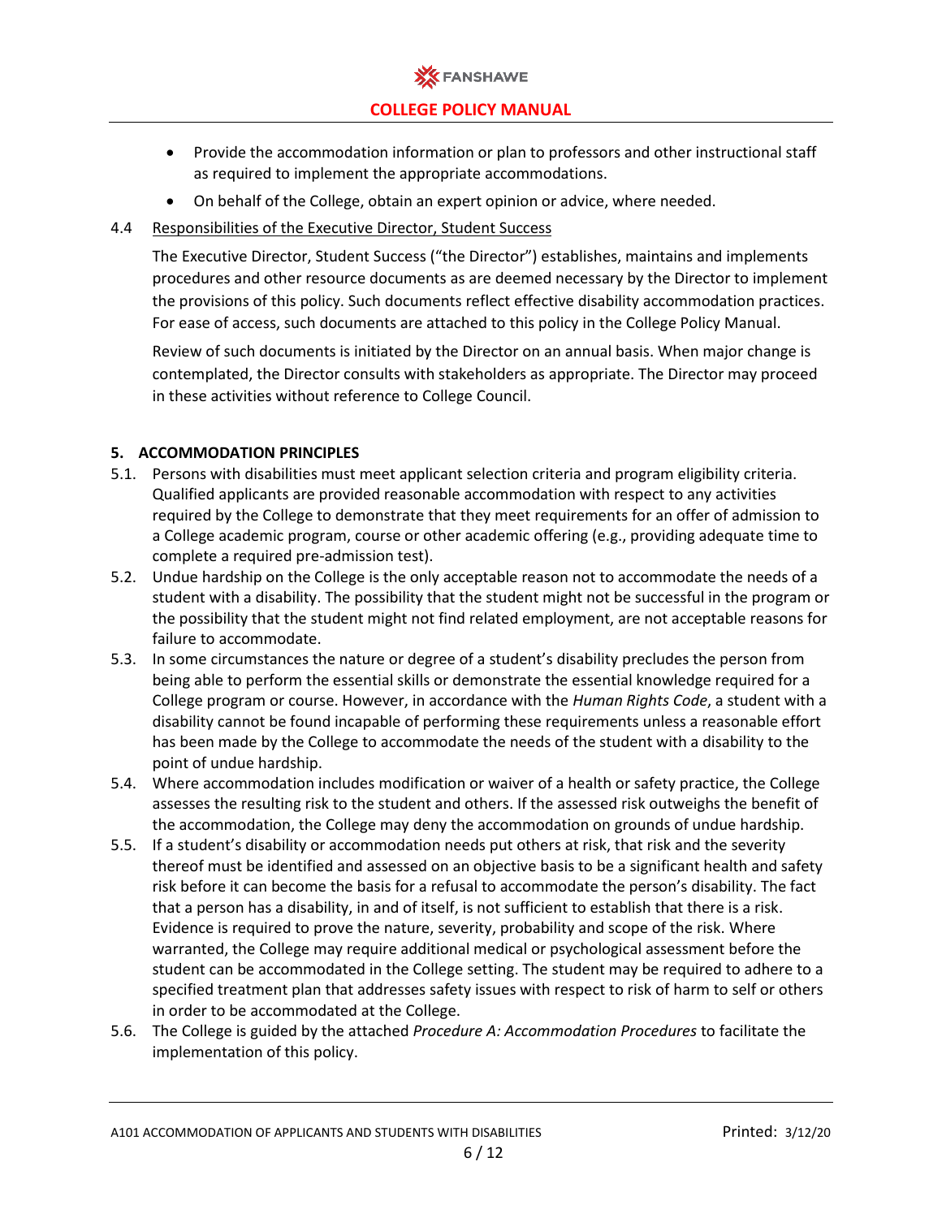- Provide the accommodation information or plan to professors and other instructional staff as required to implement the appropriate accommodations.
- On behalf of the College, obtain an expert opinion or advice, where needed.

4.4 Responsibilities of the Executive Director, Student Success

The Executive Director, Student Success ("the Director") establishes, maintains and implements procedures and other resource documents as are deemed necessary by the Director to implement the provisions of this policy. Such documents reflect effective disability accommodation practices. For ease of access, such documents are attached to this policy in the College Policy Manual.

Review of such documents is initiated by the Director on an annual basis. When major change is contemplated, the Director consults with stakeholders as appropriate. The Director may proceed in these activities without reference to College Council.

## 5. ACCOMMODATION PRINCIPLES

5.1. Persons with disabilities must meet applicant selection criteria and program eligibility criteria. Qualified applicants are provided reasonable accommodation with respect to any activities required by the College to demonstrate that they meet requirements for an offer of admission to a College academic program, course or other academic offering (e.g., providing adequate time to complete a required pre-admission test).

5.2. Undue hardship on the College is the only acceptable reason not to accommodate the needs of a student with a disability. The possibility that the student might not be successful in the program or the possibility that the student might not find related employment, are not acceptable reasons for failure to accommodate.

5.3. In some circumstances the nature or degree of a student's disability precludes the person from being able to perform the essential skills or demonstrate the essential knowledge required for a College program or course. However, in accordance with the *Human Rights Code*, a student with a disability cannot be found incapable of performing these requirements unless a reasonable effort has been made by the College to accommodate the needs of the student with a disability to the point of undue hardship.

5.4. Where accommodation includes modification or waiver of a health or safety practice, the College assesses the resulting risk to the student and others. If the assessed risk outweighs the benefit of the accommodation, the College may deny the accommodation on grounds of undue hardship.

5.5. If a student's disability or accommodation needs put others at risk, that risk and the severity thereof must be identified and assessed on an objective basis to be a significant health and safety risk before it can become the basis for a refusal to accommodate the person's disability. The fact that a person has a disability, in and of itself, is not sufficient to establish that there is a risk. Evidence is required to prove the nature, severity, probability and scope of the risk. Where warranted, the College may require additional medical or psychological assessment before the student can be accommodated in the College setting. The student may be required to adhere to a specified treatment plan that addresses safety issues with respect to risk of harm to self or others in order to be accommodated at the College.

5.6. The College is guided by the attached *Procedure A: Accommodation Procedures* to facilitate the implementation of this policy.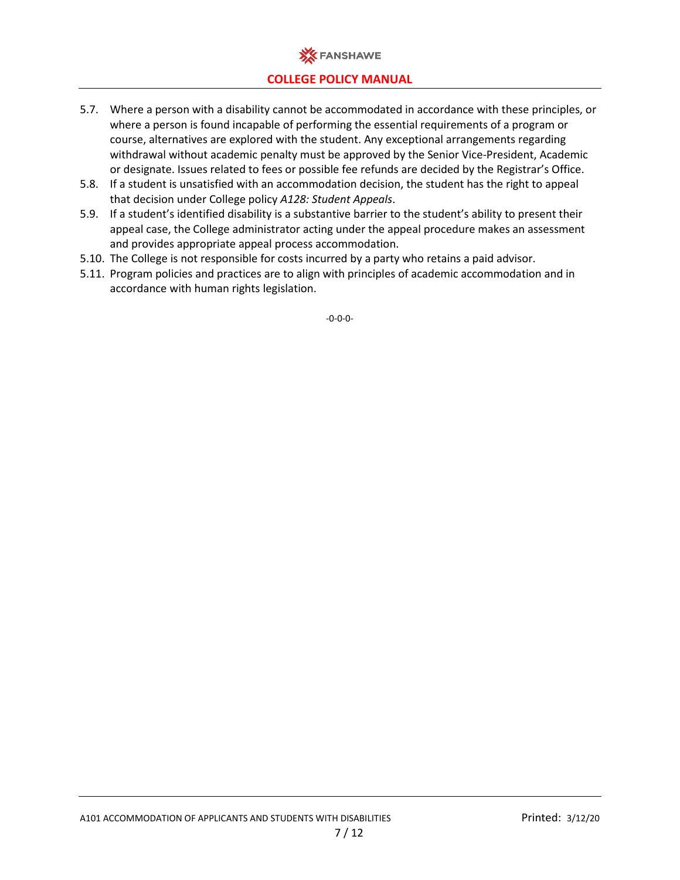5.7. Where a person with a disability cannot be accommodated in accordance with these principles, or where a person is found incapable of performing the essential requirements of a program or course, alternatives are explored with the student. Any exceptional arrangements regarding withdrawal without academic penalty must be approved by the Senior Vice-President, Academic or designate. Issues related to fees or possible fee refunds are decided by the Registrar's Office.

5.8. If a student is unsatisfied with an accommodation decision, the student has the right to appeal that decision under College policy *A128: Student Appeals*.

5.9. If a student's identified disability is a substantive barrier to the student's ability to present their appeal case, the College administrator acting under the appeal procedure makes an assessment and provides appropriate appeal process accommodation.

5.10. The College is not responsible for costs incurred by a party who retains a paid advisor.

5.11. Program policies and practices are to align with principles of academic accommodation and in accordance with human rights legislation.

-0-0-0-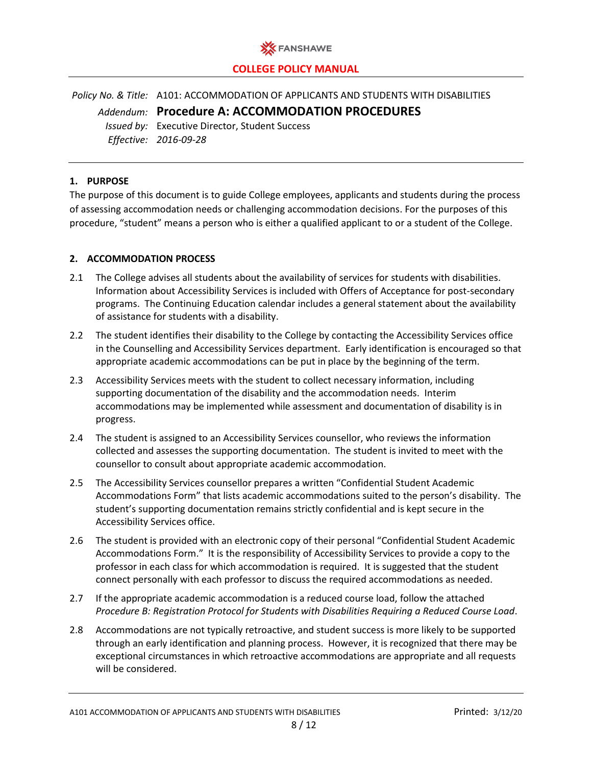FANSHAWE

**COLLEGE POLICY MANUAL**

*Policy No. & Title:* A101: ACCOMMODATION OF APPLICANTS AND STUDENTS WITH DISABILITIES

*Addendum:* **Procedure A: ACCOMMODATION PROCEDURES**

*Issued by:* Executive Director, Student Success

*Effective:* *2016-09-28*

## 1. PURPOSE

The purpose of this document is to guide College employees, applicants and students during the process of assessing accommodation needs or challenging accommodation decisions. For the purposes of this procedure, "student" means a person who is either a qualified applicant to or a student of the College.

## 2. ACCOMMODATION PROCESS

2.1 The College advises all students about the availability of services for students with disabilities. Information about Accessibility Services is included with Offers of Acceptance for post-secondary programs. The Continuing Education calendar includes a general statement about the availability of assistance for students with a disability.

2.2 The student identifies their disability to the College by contacting the Accessibility Services office in the Counselling and Accessibility Services department. Early identification is encouraged so that appropriate academic accommodations can be put in place by the beginning of the term.

2.3 Accessibility Services meets with the student to collect necessary information, including supporting documentation of the disability and the accommodation needs. Interim accommodations may be implemented while assessment and documentation of disability is in progress.

2.4 The student is assigned to an Accessibility Services counsellor, who reviews the information collected and assesses the supporting documentation. The student is invited to meet with the counsellor to consult about appropriate academic accommodation.

2.5 The Accessibility Services counsellor prepares a written "Confidential Student Academic Accommodations Form" that lists academic accommodations suited to the person's disability. The student's supporting documentation remains strictly confidential and is kept secure in the Accessibility Services office.

2.6 The student is provided with an electronic copy of their personal "Confidential Student Academic Accommodations Form." It is the responsibility of Accessibility Services to provide a copy to the professor in each class for which accommodation is required. It is suggested that the student connect personally with each professor to discuss the required accommodations as needed.

2.7 If the appropriate academic accommodation is a reduced course load, follow the attached *Procedure B: Registration Protocol for Students with Disabilities Requiring a Reduced Course Load*.

2.8 Accommodations are not typically retroactive, and student success is more likely to be supported through an early identification and planning process. However, it is recognized that there may be exceptional circumstances in which retroactive accommodations are appropriate and all requests will be considered.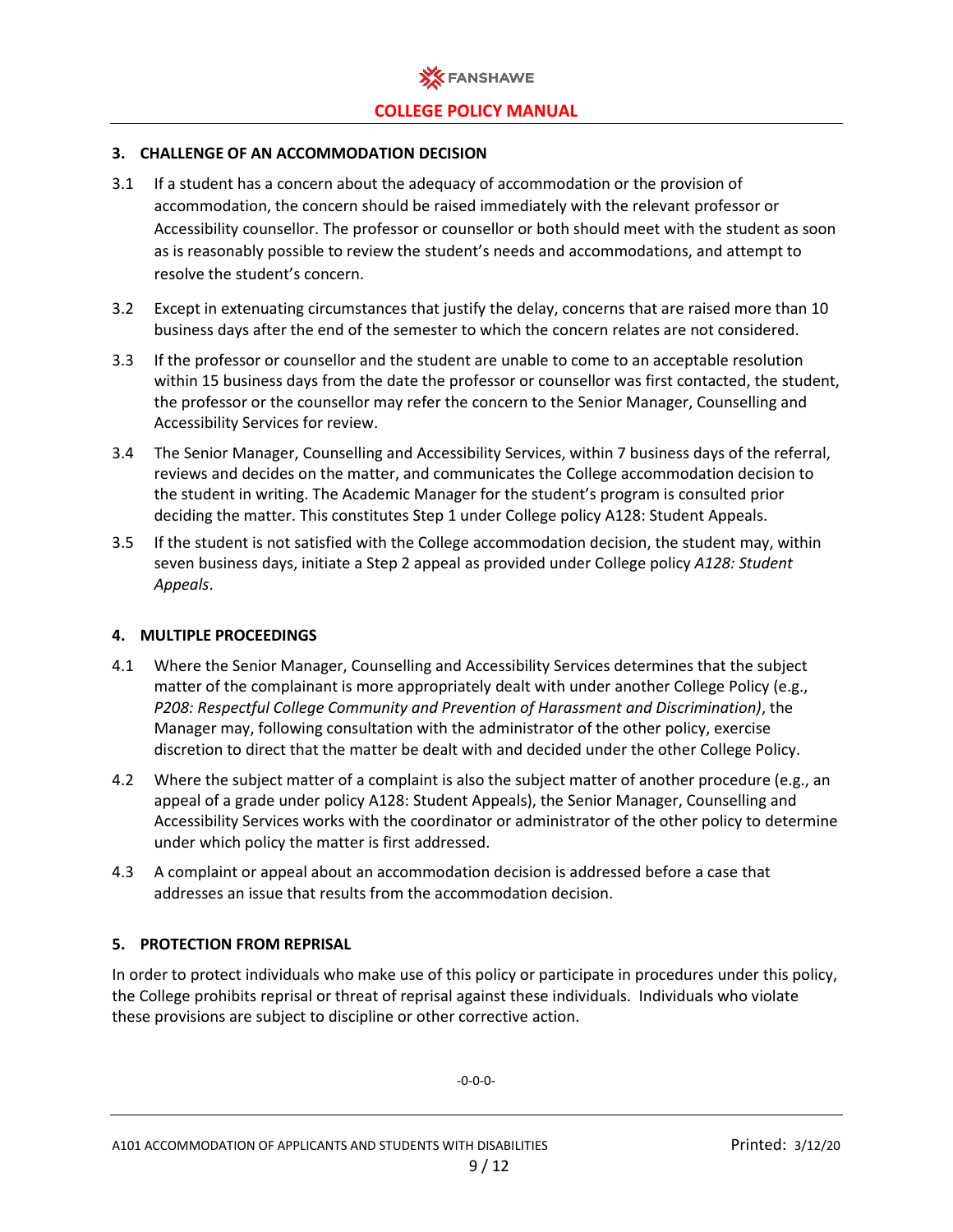### 3. CHALLENGE OF AN ACCOMMODATION DECISION

3.1 If a student has a concern about the adequacy of accommodation or the provision of accommodation, the concern should be raised immediately with the relevant professor or Accessibility counsellor. The professor or counsellor or both should meet with the student as soon as is reasonably possible to review the student's needs and accommodations, and attempt to resolve the student's concern.

3.2 Except in extenuating circumstances that justify the delay, concerns that are raised more than 10 business days after the end of the semester to which the concern relates are not considered.

3.3 If the professor or counsellor and the student are unable to come to an acceptable resolution within 15 business days from the date the professor or counsellor was first contacted, the student, the professor or the counsellor may refer the concern to the Senior Manager, Counselling and Accessibility Services for review.

3.4 The Senior Manager, Counselling and Accessibility Services, within 7 business days of the referral, reviews and decides on the matter, and communicates the College accommodation decision to the student in writing. The Academic Manager for the student's program is consulted prior deciding the matter. This constitutes Step 1 under College policy A128: Student Appeals.

3.5 If the student is not satisfied with the College accommodation decision, the student may, within seven business days, initiate a Step 2 appeal as provided under College policy *A128: Student Appeals*.

### 4. MULTIPLE PROCEEDINGS

4.1 Where the Senior Manager, Counselling and Accessibility Services determines that the subject matter of the complainant is more appropriately dealt with under another College Policy (e.g., *P208: Respectful College Community and Prevention of Harassment and Discrimination)*, the Manager may, following consultation with the administrator of the other policy, exercise discretion to direct that the matter be dealt with and decided under the other College Policy.

4.2 Where the subject matter of a complaint is also the subject matter of another procedure (e.g., an appeal of a grade under policy A128: Student Appeals), the Senior Manager, Counselling and Accessibility Services works with the coordinator or administrator of the other policy to determine under which policy the matter is first addressed.

4.3 A complaint or appeal about an accommodation decision is addressed before a case that addresses an issue that results from the accommodation decision.

### 5. PROTECTION FROM REPRISAL

In order to protect individuals who make use of this policy or participate in procedures under this policy, the College prohibits reprisal or threat of reprisal against these individuals. Individuals who violate these provisions are subject to discipline or other corrective action.

-0-0-0-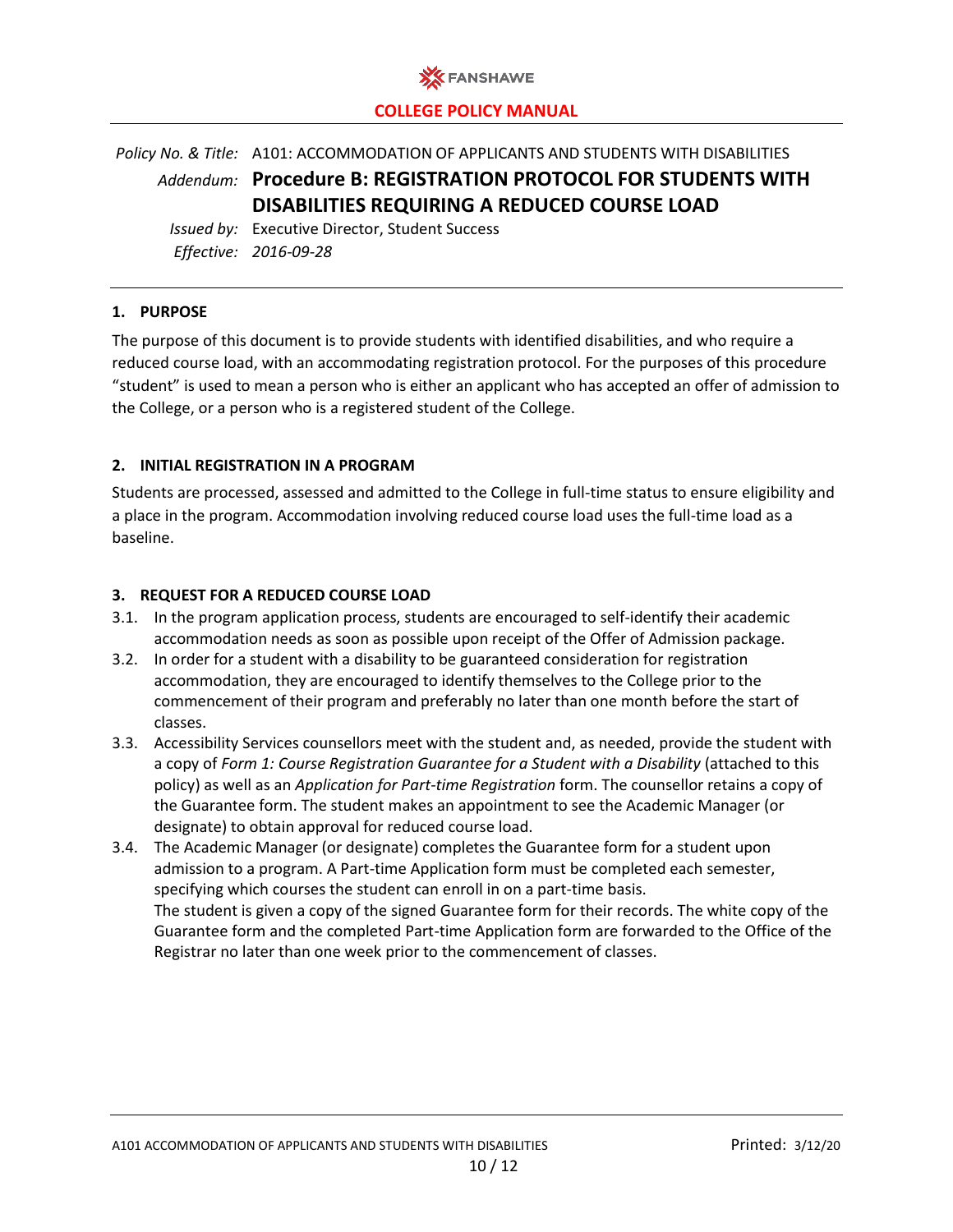**COLLEGE POLICY MANUAL**

*Policy No. & Title:* A101: ACCOMMODATION OF APPLICANTS AND STUDENTS WITH DISABILITIES

*Addendum:* **Procedure B: REGISTRATION PROTOCOL FOR STUDENTS WITH DISABILITIES REQUIRING A REDUCED COURSE LOAD**

*Issued by:* Executive Director, Student Success

*Effective:* *2016-09-28*

## 1. PURPOSE

The purpose of this document is to provide students with identified disabilities, and who require a reduced course load, with an accommodating registration protocol. For the purposes of this procedure "student" is used to mean a person who is either an applicant who has accepted an offer of admission to the College, or a person who is a registered student of the College.

## 2. INITIAL REGISTRATION IN A PROGRAM

Students are processed, assessed and admitted to the College in full-time status to ensure eligibility and a place in the program. Accommodation involving reduced course load uses the full-time load as a baseline.

## 3. REQUEST FOR A REDUCED COURSE LOAD

3.1. In the program application process, students are encouraged to self-identify their academic accommodation needs as soon as possible upon receipt of the Offer of Admission package.

3.2. In order for a student with a disability to be guaranteed consideration for registration accommodation, they are encouraged to identify themselves to the College prior to the commencement of their program and preferably no later than one month before the start of classes.

3.3. Accessibility Services counsellors meet with the student and, as needed, provide the student with a copy of *Form 1: Course Registration Guarantee for a Student with a Disability* (attached to this policy) as well as an *Application for Part-time Registration* form. The counsellor retains a copy of the Guarantee form. The student makes an appointment to see the Academic Manager (or designate) to obtain approval for reduced course load.

3.4. The Academic Manager (or designate) completes the Guarantee form for a student upon admission to a program. A Part-time Application form must be completed each semester, specifying which courses the student can enroll in on a part-time basis.
The student is given a copy of the signed Guarantee form for their records. The white copy of the Guarantee form and the completed Part-time Application form are forwarded to the Office of the Registrar no later than one week prior to the commencement of classes.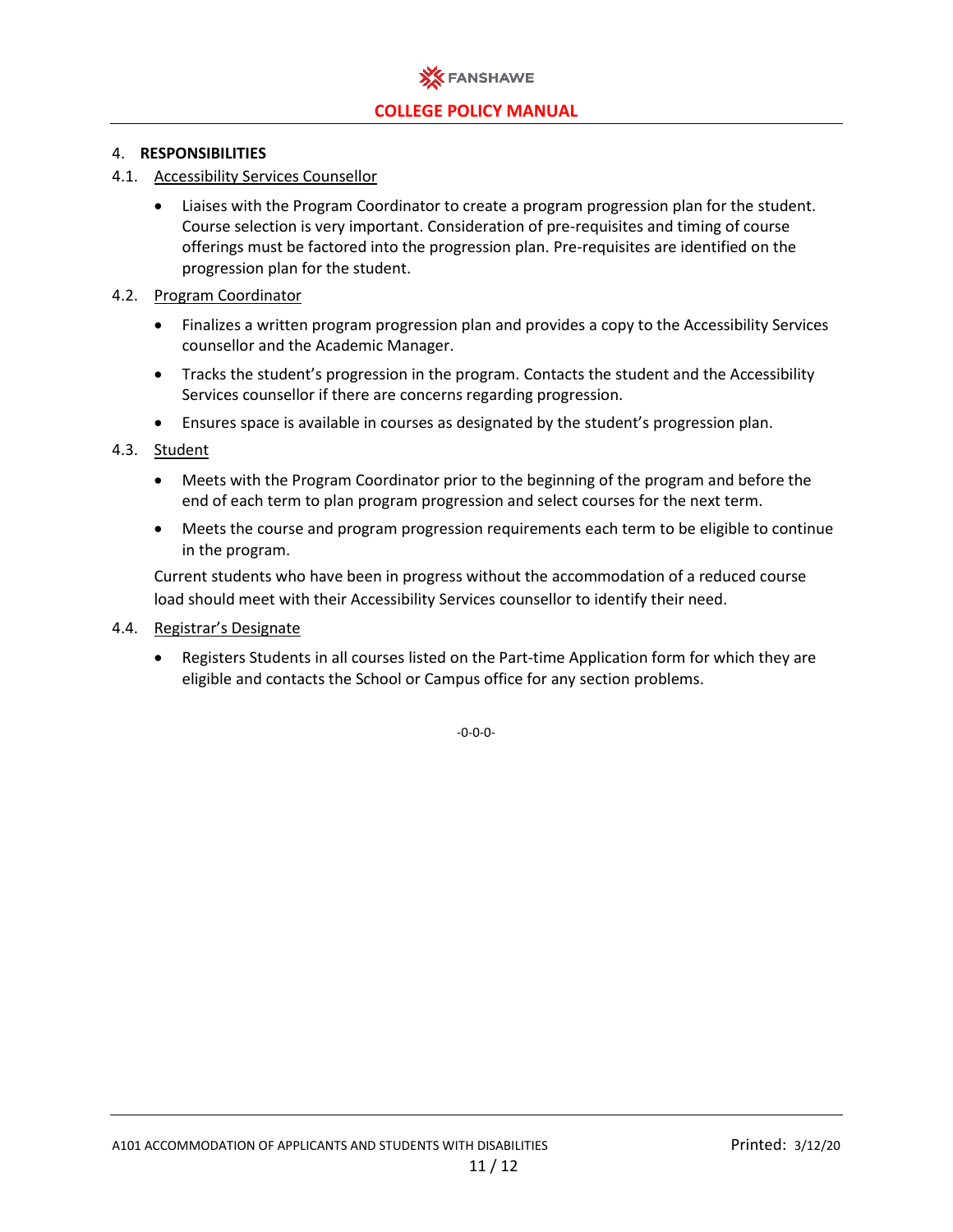## 4. RESPONSIBILITIES

### 4.1. Accessibility Services Counsellor

- Liaises with the Program Coordinator to create a program progression plan for the student. Course selection is very important. Consideration of pre-requisites and timing of course offerings must be factored into the progression plan. Pre-requisites are identified on the progression plan for the student.

### 4.2. Program Coordinator

- Finalizes a written program progression plan and provides a copy to the Accessibility Services counsellor and the Academic Manager.
- Tracks the student's progression in the program. Contacts the student and the Accessibility Services counsellor if there are concerns regarding progression.
- Ensures space is available in courses as designated by the student's progression plan.

### 4.3. Student

- Meets with the Program Coordinator prior to the beginning of the program and before the end of each term to plan program progression and select courses for the next term.
- Meets the course and program progression requirements each term to be eligible to continue in the program.

Current students who have been in progress without the accommodation of a reduced course load should meet with their Accessibility Services counsellor to identify their need.

### 4.4. Registrar's Designate

- Registers Students in all courses listed on the Part-time Application form for which they are eligible and contacts the School or Campus office for any section problems.

-0-0-0-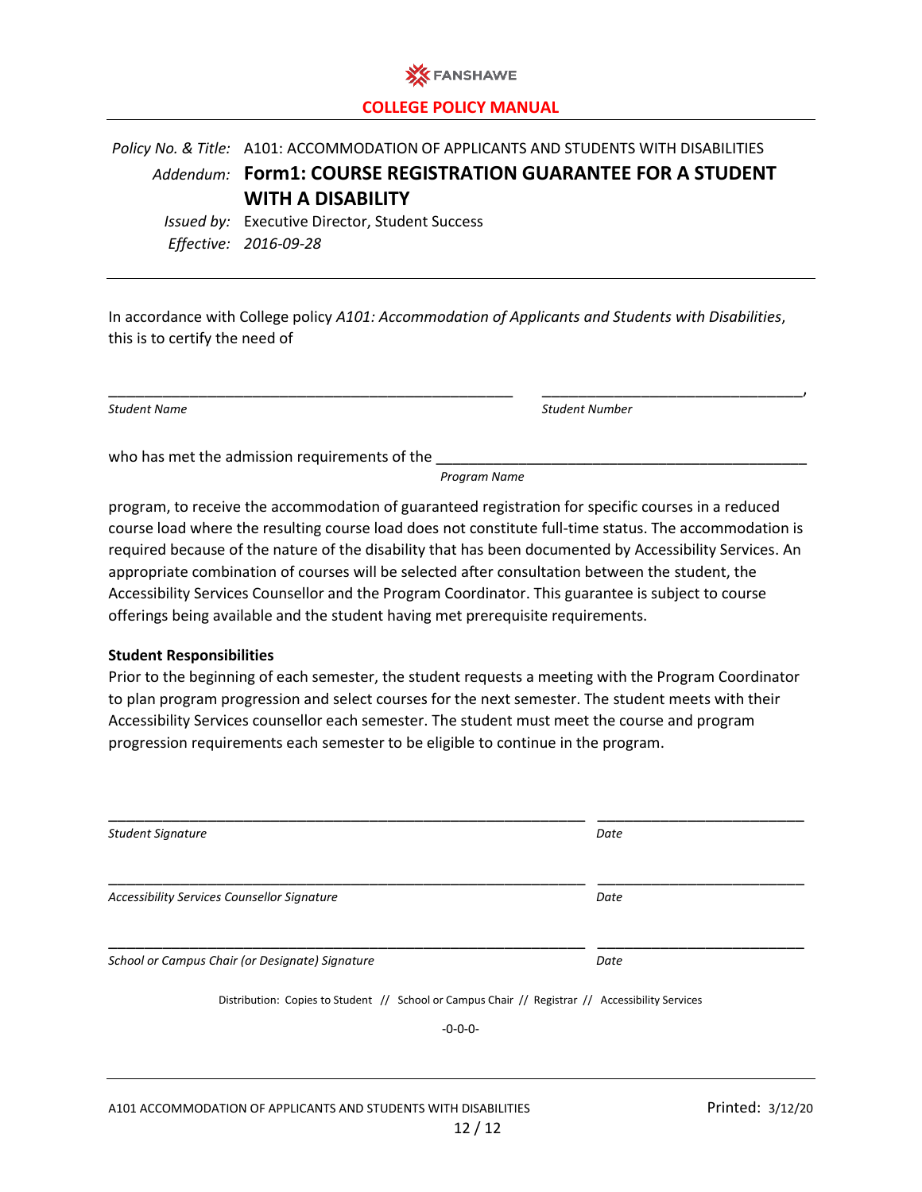COLLEGE POLICY MANUAL

*Policy No. & Title:* A101: ACCOMMODATION OF APPLICANTS AND STUDENTS WITH DISABILITIES

*Addendum:* **Form1: COURSE REGISTRATION GUARANTEE FOR A STUDENT WITH A DISABILITY**

*Issued by:* Executive Director, Student Success

*Effective:* *2016-09-28*

---

In accordance with College policy *A101: Accommodation of Applicants and Students with Disabilities*, this is to certify the need of

\_\_\_\_\_\_\_\_\_\_\_\_\_\_\_\_\_\_\_\_\_\_\_\_\_\_\_\_\_\_\_\_\_\_\_\_\_\_\_\_\_\_\_\_\_\_ &nbsp;&nbsp; \_\_\_\_\_\_\_\_\_\_\_\_\_\_\_\_\_\_\_\_\_\_\_\_\_\_\_\_\_\_,

*Student Name* &nbsp;&nbsp;&nbsp;&nbsp;&nbsp;&nbsp;&nbsp;&nbsp;&nbsp;&nbsp;&nbsp;&nbsp;&nbsp;&nbsp;&nbsp;&nbsp;&nbsp;&nbsp;&nbsp;&nbsp; *Student Number*

who has met the admission requirements of the \_\_\_\_\_\_\_\_\_\_\_\_\_\_\_\_\_\_\_\_\_\_\_\_\_\_\_\_\_\_\_\_\_\_\_\_\_\_\_\_\_\_

*Program Name*

program, to receive the accommodation of guaranteed registration for specific courses in a reduced course load where the resulting course load does not constitute full-time status. The accommodation is required because of the nature of the disability that has been documented by Accessibility Services. An appropriate combination of courses will be selected after consultation between the student, the Accessibility Services Counsellor and the Program Coordinator. This guarantee is subject to course offerings being available and the student having met prerequisite requirements.

**Student Responsibilities**

Prior to the beginning of each semester, the student requests a meeting with the Program Coordinator to plan program progression and select courses for the next semester. The student meets with their Accessibility Services counsellor each semester. The student must meet the course and program progression requirements each semester to be eligible to continue in the program.

\_\_\_\_\_\_\_\_\_\_\_\_\_\_\_\_\_\_\_\_\_\_\_\_\_\_\_\_\_\_\_\_\_\_\_\_\_\_\_\_\_\_\_\_\_\_\_\_\_\_\_\_\_\_ &nbsp;&nbsp; \_\_\_\_\_\_\_\_\_\_\_\_\_\_\_\_\_\_\_\_\_\_\_\_

*Student Signature* &nbsp;&nbsp;&nbsp;&nbsp;&nbsp;&nbsp;&nbsp;&nbsp;&nbsp;&nbsp;&nbsp;&nbsp;&nbsp;&nbsp;&nbsp;&nbsp;&nbsp;&nbsp;&nbsp;&nbsp; *Date*

\_\_\_\_\_\_\_\_\_\_\_\_\_\_\_\_\_\_\_\_\_\_\_\_\_\_\_\_\_\_\_\_\_\_\_\_\_\_\_\_\_\_\_\_\_\_\_\_\_\_\_\_\_\_ &nbsp;&nbsp; \_\_\_\_\_\_\_\_\_\_\_\_\_\_\_\_\_\_\_\_\_\_\_\_

*Accessibility Services Counsellor Signature* &nbsp;&nbsp;&nbsp;&nbsp;&nbsp;&nbsp;&nbsp;&nbsp;&nbsp;&nbsp; *Date*

\_\_\_\_\_\_\_\_\_\_\_\_\_\_\_\_\_\_\_\_\_\_\_\_\_\_\_\_\_\_\_\_\_\_\_\_\_\_\_\_\_\_\_\_\_\_\_\_\_\_\_\_\_\_ &nbsp;&nbsp; \_\_\_\_\_\_\_\_\_\_\_\_\_\_\_\_\_\_\_\_\_\_\_\_

*School or Campus Chair (or Designate) Signature* &nbsp;&nbsp;&nbsp;&nbsp;&nbsp;&nbsp;&nbsp;&nbsp;&nbsp;&nbsp; *Date*

Distribution: Copies to Student // School or Campus Chair // Registrar // Accessibility Services

-0-0-0-